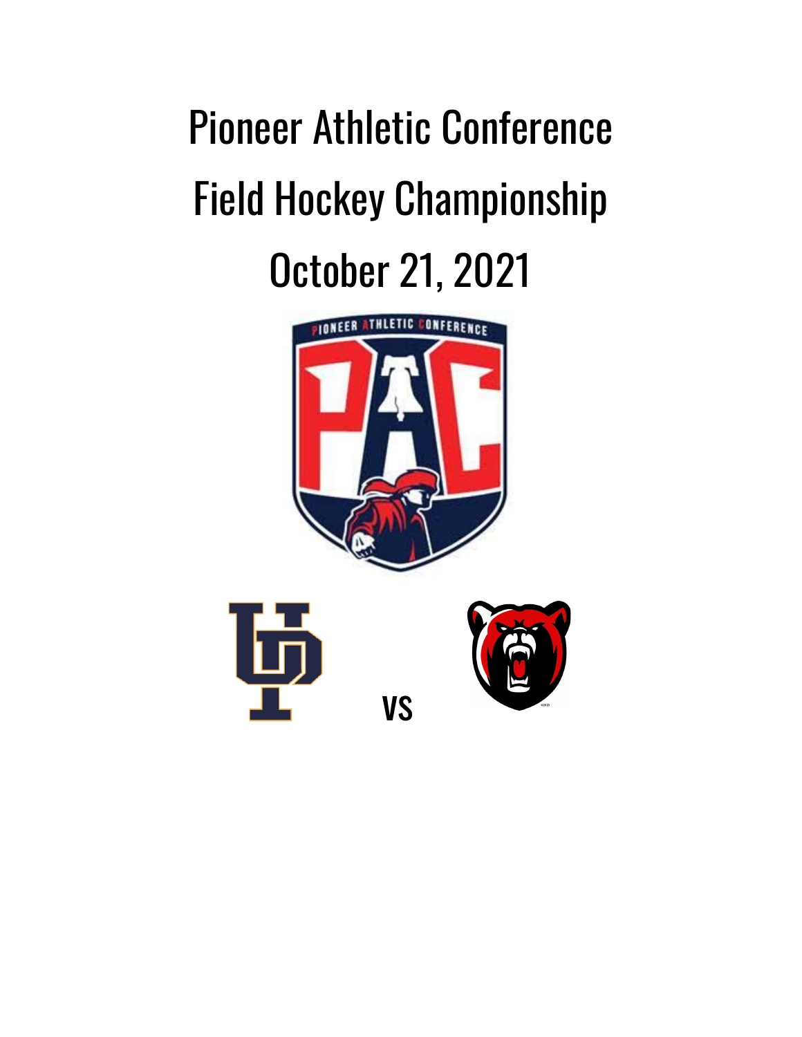# Pioneer Athletic Conference

# Field Hockey Championship

# October 21, 2021

VS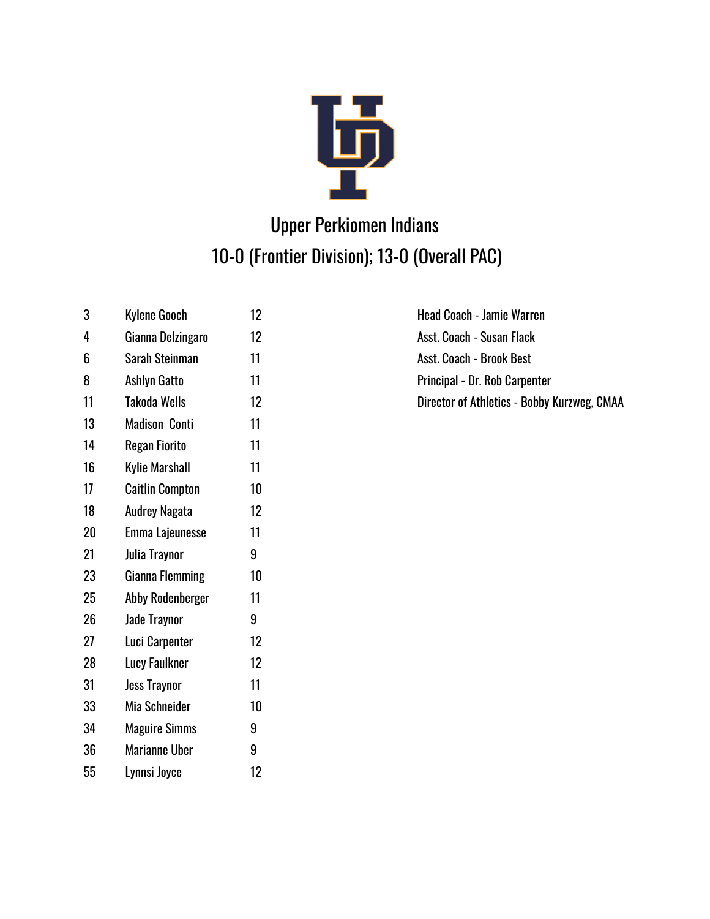# Upper Perkiomen Indians

## 10-0 (Frontier Division); 13-0 (Overall PAC)

| | | |
|---|---|---|
| 3 | Kylene Gooch | 12 |
| 4 | Gianna Delzingaro | 12 |
| 6 | Sarah Steinman | 11 |
| 8 | Ashlyn Gatto | 11 |
| 11 | Takoda Wells | 12 |
| 13 | Madison Conti | 11 |
| 14 | Regan Fiorito | 11 |
| 16 | Kylie Marshall | 11 |
| 17 | Caitlin Compton | 10 |
| 18 | Audrey Nagata | 12 |
| 20 | Emma Lajeunesse | 11 |
| 21 | Julia Traynor | 9 |
| 23 | Gianna Flemming | 10 |
| 25 | Abby Rodenberger | 11 |
| 26 | Jade Traynor | 9 |
| 27 | Luci Carpenter | 12 |
| 28 | Lucy Faulkner | 12 |
| 31 | Jess Traynor | 11 |
| 33 | Mia Schneider | 10 |
| 34 | Maguire Simms | 9 |
| 36 | Marianne Uber | 9 |
| 55 | Lynnsi Joyce | 12 |

Head Coach - Jamie Warren

Asst. Coach - Susan Flack

Asst. Coach - Brook Best

Principal - Dr. Rob Carpenter

Director of Athletics - Bobby Kurzweg, CMAA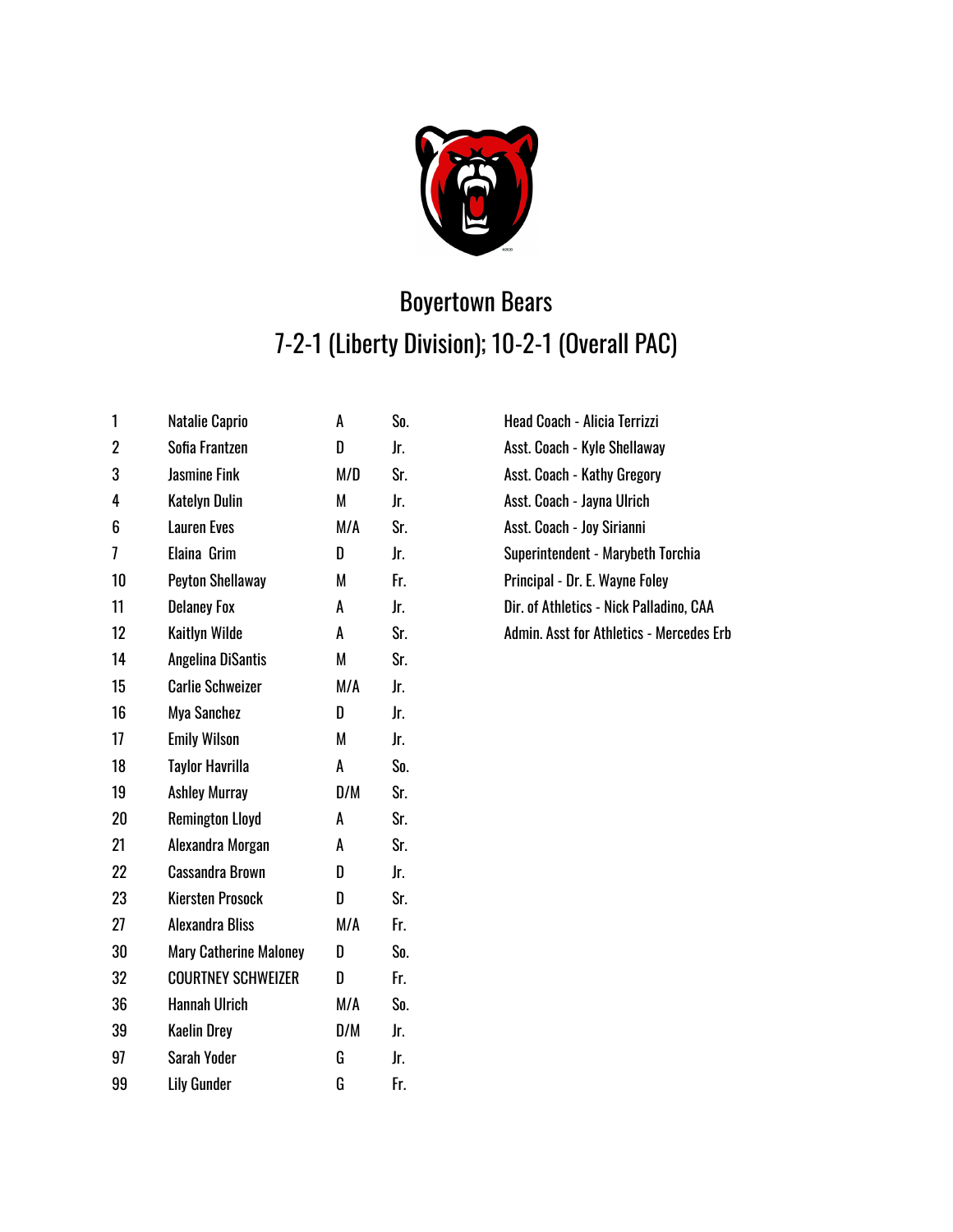# Boyertown Bears

## 7-2-1 (Liberty Division); 10-2-1 (Overall PAC)

| | | | |
|---|---|---|---|
| 1 | Natalie Caprio | A | So. |
| 2 | Sofia Frantzen | D | Jr. |
| 3 | Jasmine Fink | M/D | Sr. |
| 4 | Katelyn Dulin | M | Jr. |
| 6 | Lauren Eves | M/A | Sr. |
| 7 | Elaina Grim | D | Jr. |
| 10 | Peyton Shellaway | M | Fr. |
| 11 | Delaney Fox | A | Jr. |
| 12 | Kaitlyn Wilde | A | Sr. |
| 14 | Angelina DiSantis | M | Sr. |
| 15 | Carlie Schweizer | M/A | Jr. |
| 16 | Mya Sanchez | D | Jr. |
| 17 | Emily Wilson | M | Jr. |
| 18 | Taylor Havrilla | A | So. |
| 19 | Ashley Murray | D/M | Sr. |
| 20 | Remington Lloyd | A | Sr. |
| 21 | Alexandra Morgan | A | Sr. |
| 22 | Cassandra Brown | D | Jr. |
| 23 | Kiersten Prosock | D | Sr. |
| 27 | Alexandra Bliss | M/A | Fr. |
| 30 | Mary Catherine Maloney | D | So. |
| 32 | COURTNEY SCHWEIZER | D | Fr. |
| 36 | Hannah Ulrich | M/A | So. |
| 39 | Kaelin Drey | D/M | Jr. |
| 97 | Sarah Yoder | G | Jr. |
| 99 | Lily Gunder | G | Fr. |

Head Coach - Alicia Terrizzi
Asst. Coach - Kyle Shellaway
Asst. Coach - Kathy Gregory
Asst. Coach - Jayna Ulrich
Asst. Coach - Joy Sirianni
Superintendent - Marybeth Torchia
Principal - Dr. E. Wayne Foley
Dir. of Athletics - Nick Palladino, CAA
Admin. Asst for Athletics - Mercedes Erb